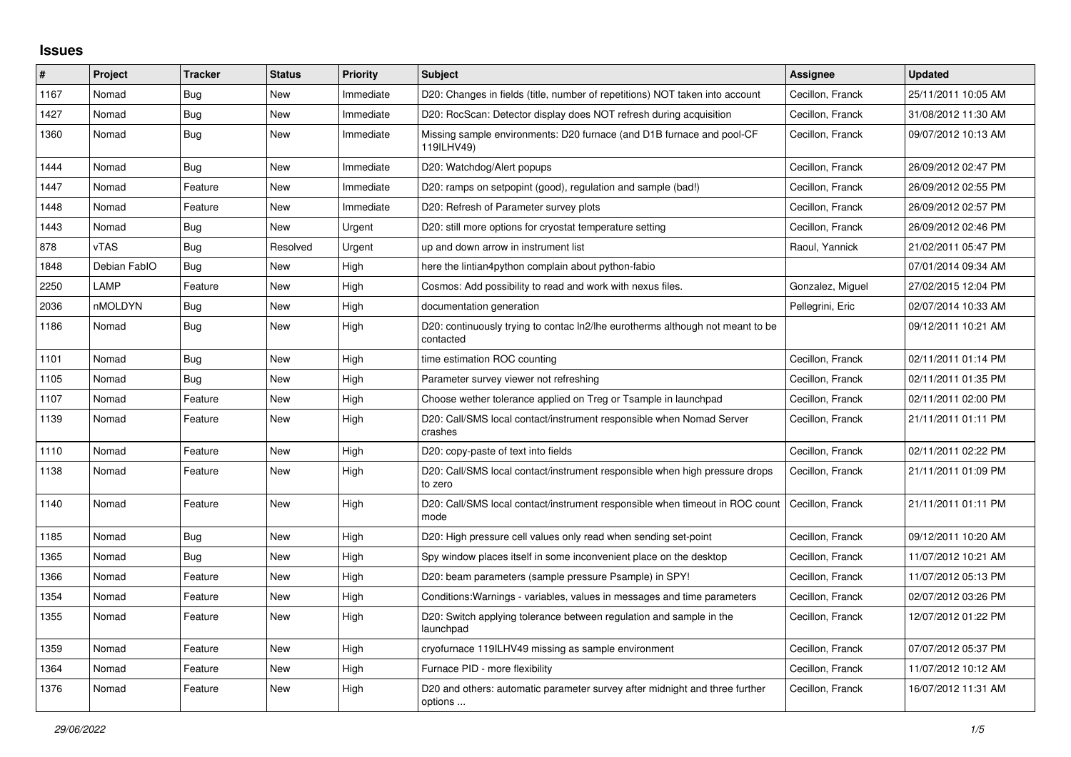# Issues

| # | Project | Tracker | Status | Priority | Subject | Assignee | Updated |
|---|---|---|---|---|---|---|---|
| 1167 | Nomad | Bug | New | Immediate | D20: Changes in fields (title, number of repetitions) NOT taken into account | Cecillon, Franck | 25/11/2011 10:05 AM |
| 1427 | Nomad | Bug | New | Immediate | D20: RocScan: Detector display does NOT refresh during acquisition | Cecillon, Franck | 31/08/2012 11:30 AM |
| 1360 | Nomad | Bug | New | Immediate | Missing sample environments: D20 furnace (and D1B furnace and pool-CF 119ILHV49) | Cecillon, Franck | 09/07/2012 10:13 AM |
| 1444 | Nomad | Bug | New | Immediate | D20: Watchdog/Alert popups | Cecillon, Franck | 26/09/2012 02:47 PM |
| 1447 | Nomad | Feature | New | Immediate | D20: ramps on setpopint (good), regulation and sample (bad!) | Cecillon, Franck | 26/09/2012 02:55 PM |
| 1448 | Nomad | Feature | New | Immediate | D20: Refresh of Parameter survey plots | Cecillon, Franck | 26/09/2012 02:57 PM |
| 1443 | Nomad | Bug | New | Urgent | D20: still more options for cryostat temperature setting | Cecillon, Franck | 26/09/2012 02:46 PM |
| 878 | vTAS | Bug | Resolved | Urgent | up and down arrow in instrument list | Raoul, Yannick | 21/02/2011 05:47 PM |
| 1848 | Debian FabIO | Bug | New | High | here the lintian4python complain about python-fabio | | 07/01/2014 09:34 AM |
| 2250 | LAMP | Feature | New | High | Cosmos: Add possibility to read and work with nexus files. | Gonzalez, Miguel | 27/02/2015 12:04 PM |
| 2036 | nMOLDYN | Bug | New | High | documentation generation | Pellegrini, Eric | 02/07/2014 10:33 AM |
| 1186 | Nomad | Bug | New | High | D20: continuously trying to contac ln2/lhe eurotherms although not meant to be contacted | | 09/12/2011 10:21 AM |
| 1101 | Nomad | Bug | New | High | time estimation ROC counting | Cecillon, Franck | 02/11/2011 01:14 PM |
| 1105 | Nomad | Bug | New | High | Parameter survey viewer not refreshing | Cecillon, Franck | 02/11/2011 01:35 PM |
| 1107 | Nomad | Feature | New | High | Choose wether tolerance applied on Treg or Tsample in launchpad | Cecillon, Franck | 02/11/2011 02:00 PM |
| 1139 | Nomad | Feature | New | High | D20: Call/SMS local contact/instrument responsible when Nomad Server crashes | Cecillon, Franck | 21/11/2011 01:11 PM |
| 1110 | Nomad | Feature | New | High | D20: copy-paste of text into fields | Cecillon, Franck | 02/11/2011 02:22 PM |
| 1138 | Nomad | Feature | New | High | D20: Call/SMS local contact/instrument responsible when high pressure drops to zero | Cecillon, Franck | 21/11/2011 01:09 PM |
| 1140 | Nomad | Feature | New | High | D20: Call/SMS local contact/instrument responsible when timeout in ROC count mode | Cecillon, Franck | 21/11/2011 01:11 PM |
| 1185 | Nomad | Bug | New | High | D20: High pressure cell values only read when sending set-point | Cecillon, Franck | 09/12/2011 10:20 AM |
| 1365 | Nomad | Bug | New | High | Spy window places itself in some inconvenient place on the desktop | Cecillon, Franck | 11/07/2012 10:21 AM |
| 1366 | Nomad | Feature | New | High | D20: beam parameters (sample pressure Psample) in SPY! | Cecillon, Franck | 11/07/2012 05:13 PM |
| 1354 | Nomad | Feature | New | High | Conditions:Warnings - variables, values in messages and time parameters | Cecillon, Franck | 02/07/2012 03:26 PM |
| 1355 | Nomad | Feature | New | High | D20: Switch applying tolerance between regulation and sample in the launchpad | Cecillon, Franck | 12/07/2012 01:22 PM |
| 1359 | Nomad | Feature | New | High | cryofurnace 119ILHV49 missing as sample environment | Cecillon, Franck | 07/07/2012 05:37 PM |
| 1364 | Nomad | Feature | New | High | Furnace PID - more flexibility | Cecillon, Franck | 11/07/2012 10:12 AM |
| 1376 | Nomad | Feature | New | High | D20 and others: automatic parameter survey after midnight and three further options ... | Cecillon, Franck | 16/07/2012 11:31 AM |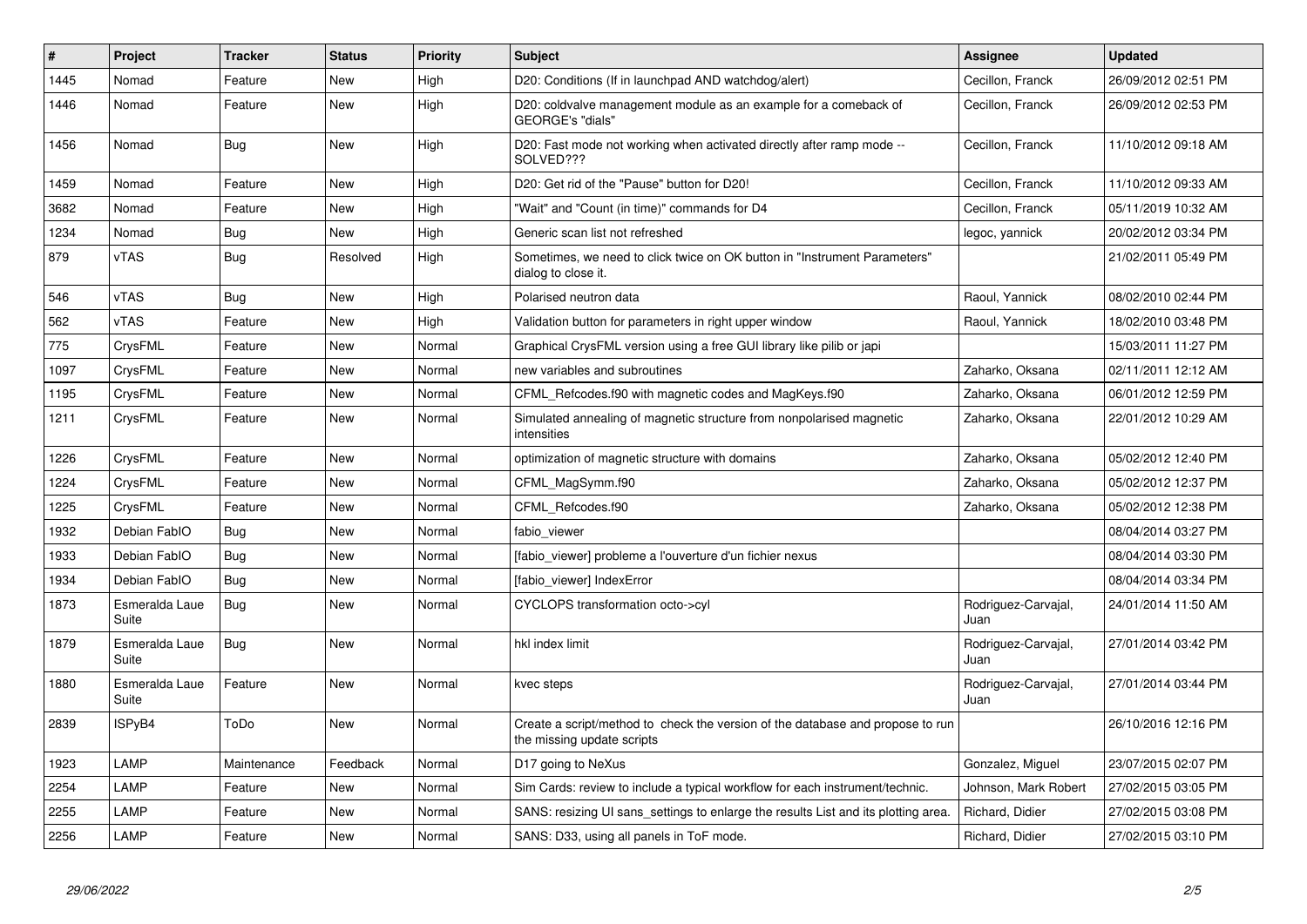| # | Project | Tracker | Status | Priority | Subject | Assignee | Updated |
|---|---|---|---|---|---|---|---|
| 1445 | Nomad | Feature | New | High | D20: Conditions (If in launchpad AND watchdog/alert) | Cecillon, Franck | 26/09/2012 02:51 PM |
| 1446 | Nomad | Feature | New | High | D20: coldvalve management module as an example for a comeback of GEORGE's "dials" | Cecillon, Franck | 26/09/2012 02:53 PM |
| 1456 | Nomad | Bug | New | High | D20: Fast mode not working when activated directly after ramp mode -- SOLVED??? | Cecillon, Franck | 11/10/2012 09:18 AM |
| 1459 | Nomad | Feature | New | High | D20: Get rid of the "Pause" button for D20! | Cecillon, Franck | 11/10/2012 09:33 AM |
| 3682 | Nomad | Feature | New | High | "Wait" and "Count (in time)" commands for D4 | Cecillon, Franck | 05/11/2019 10:32 AM |
| 1234 | Nomad | Bug | New | High | Generic scan list not refreshed | legoc, yannick | 20/02/2012 03:34 PM |
| 879 | vTAS | Bug | Resolved | High | Sometimes, we need to click twice on OK button in "Instrument Parameters" dialog to close it. | | 21/02/2011 05:49 PM |
| 546 | vTAS | Bug | New | High | Polarised neutron data | Raoul, Yannick | 08/02/2010 02:44 PM |
| 562 | vTAS | Feature | New | High | Validation button for parameters in right upper window | Raoul, Yannick | 18/02/2010 03:48 PM |
| 775 | CrysFML | Feature | New | Normal | Graphical CrysFML version using a free GUI library like pilib or japi | | 15/03/2011 11:27 PM |
| 1097 | CrysFML | Feature | New | Normal | new variables and subroutines | Zaharko, Oksana | 02/11/2011 12:12 AM |
| 1195 | CrysFML | Feature | New | Normal | CFML_Refcodes.f90 with magnetic codes and MagKeys.f90 | Zaharko, Oksana | 06/01/2012 12:59 PM |
| 1211 | CrysFML | Feature | New | Normal | Simulated annealing of magnetic structure from nonpolarised magnetic intensities | Zaharko, Oksana | 22/01/2012 10:29 AM |
| 1226 | CrysFML | Feature | New | Normal | optimization of magnetic structure with domains | Zaharko, Oksana | 05/02/2012 12:40 PM |
| 1224 | CrysFML | Feature | New | Normal | CFML_MagSymm.f90 | Zaharko, Oksana | 05/02/2012 12:37 PM |
| 1225 | CrysFML | Feature | New | Normal | CFML_Refcodes.f90 | Zaharko, Oksana | 05/02/2012 12:38 PM |
| 1932 | Debian FabIO | Bug | New | Normal | fabio_viewer | | 08/04/2014 03:27 PM |
| 1933 | Debian FabIO | Bug | New | Normal | [fabio_viewer] probleme a l'ouverture d'un fichier nexus | | 08/04/2014 03:30 PM |
| 1934 | Debian FabIO | Bug | New | Normal | [fabio_viewer] IndexError | | 08/04/2014 03:34 PM |
| 1873 | Esmeralda Laue Suite | Bug | New | Normal | CYCLOPS transformation octo->cyl | Rodriguez-Carvajal, Juan | 24/01/2014 11:50 AM |
| 1879 | Esmeralda Laue Suite | Bug | New | Normal | hkl index limit | Rodriguez-Carvajal, Juan | 27/01/2014 03:42 PM |
| 1880 | Esmeralda Laue Suite | Feature | New | Normal | kvec steps | Rodriguez-Carvajal, Juan | 27/01/2014 03:44 PM |
| 2839 | ISPyB4 | ToDo | New | Normal | Create a script/method to check the version of the database and propose to run the missing update scripts | | 26/10/2016 12:16 PM |
| 1923 | LAMP | Maintenance | Feedback | Normal | D17 going to NeXus | Gonzalez, Miguel | 23/07/2015 02:07 PM |
| 2254 | LAMP | Feature | New | Normal | Sim Cards: review to include a typical workflow for each instrument/technic. | Johnson, Mark Robert | 27/02/2015 03:05 PM |
| 2255 | LAMP | Feature | New | Normal | SANS: resizing UI sans_settings to enlarge the results List and its plotting area. | Richard, Didier | 27/02/2015 03:08 PM |
| 2256 | LAMP | Feature | New | Normal | SANS: D33, using all panels in ToF mode. | Richard, Didier | 27/02/2015 03:10 PM |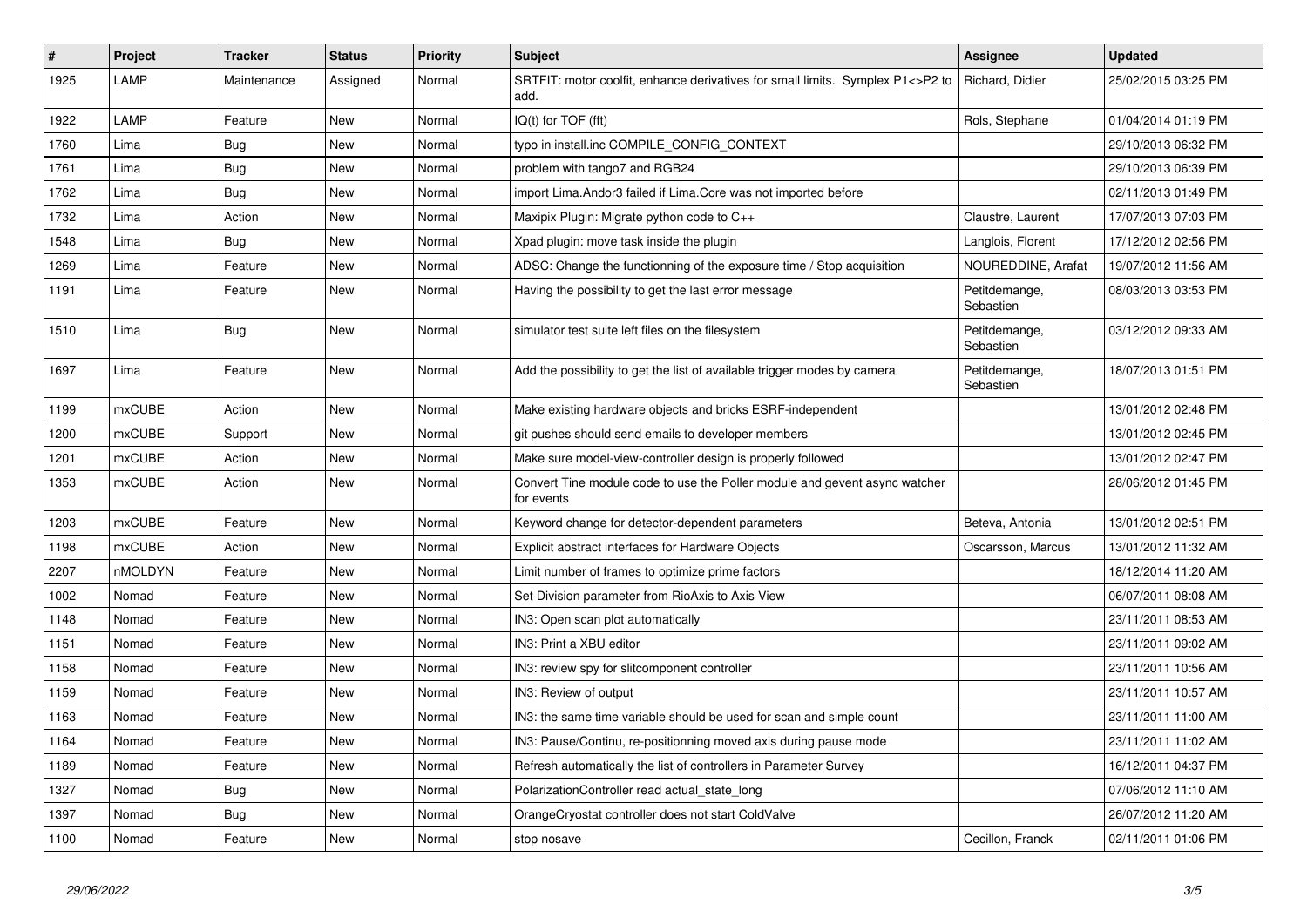| # | Project | Tracker | Status | Priority | Subject | Assignee | Updated |
| --- | --- | --- | --- | --- | --- | --- | --- |
| 1925 | LAMP | Maintenance | Assigned | Normal | SRTFIT: motor coolfit, enhance derivatives for small limits. Symplex P1<>P2 to add. | Richard, Didier | 25/02/2015 03:25 PM |
| 1922 | LAMP | Feature | New | Normal | IQ(t) for TOF (fft) | Rols, Stephane | 01/04/2014 01:19 PM |
| 1760 | Lima | Bug | New | Normal | typo in install.inc COMPILE_CONFIG_CONTEXT | | 29/10/2013 06:32 PM |
| 1761 | Lima | Bug | New | Normal | problem with tango7 and RGB24 | | 29/10/2013 06:39 PM |
| 1762 | Lima | Bug | New | Normal | import Lima.Andor3 failed if Lima.Core was not imported before | | 02/11/2013 01:49 PM |
| 1732 | Lima | Action | New | Normal | Maxipix Plugin: Migrate python code to C++ | Claustre, Laurent | 17/07/2013 07:03 PM |
| 1548 | Lima | Bug | New | Normal | Xpad plugin: move task inside the plugin | Langlois, Florent | 17/12/2012 02:56 PM |
| 1269 | Lima | Feature | New | Normal | ADSC: Change the functionning of the exposure time / Stop acquisition | NOUREDDINE, Arafat | 19/07/2012 11:56 AM |
| 1191 | Lima | Feature | New | Normal | Having the possibility to get the last error message | Petitdemange, Sebastien | 08/03/2013 03:53 PM |
| 1510 | Lima | Bug | New | Normal | simulator test suite left files on the filesystem | Petitdemange, Sebastien | 03/12/2012 09:33 AM |
| 1697 | Lima | Feature | New | Normal | Add the possibility to get the list of available trigger modes by camera | Petitdemange, Sebastien | 18/07/2013 01:51 PM |
| 1199 | mxCUBE | Action | New | Normal | Make existing hardware objects and bricks ESRF-independent | | 13/01/2012 02:48 PM |
| 1200 | mxCUBE | Support | New | Normal | git pushes should send emails to developer members | | 13/01/2012 02:45 PM |
| 1201 | mxCUBE | Action | New | Normal | Make sure model-view-controller design is properly followed | | 13/01/2012 02:47 PM |
| 1353 | mxCUBE | Action | New | Normal | Convert Tine module code to use the Poller module and gevent async watcher for events | | 28/06/2012 01:45 PM |
| 1203 | mxCUBE | Feature | New | Normal | Keyword change for detector-dependent parameters | Beteva, Antonia | 13/01/2012 02:51 PM |
| 1198 | mxCUBE | Action | New | Normal | Explicit abstract interfaces for Hardware Objects | Oscarsson, Marcus | 13/01/2012 11:32 AM |
| 2207 | nMOLDYN | Feature | New | Normal | Limit number of frames to optimize prime factors | | 18/12/2014 11:20 AM |
| 1002 | Nomad | Feature | New | Normal | Set Division parameter from RioAxis to Axis View | | 06/07/2011 08:08 AM |
| 1148 | Nomad | Feature | New | Normal | IN3: Open scan plot automatically | | 23/11/2011 08:53 AM |
| 1151 | Nomad | Feature | New | Normal | IN3: Print a XBU editor | | 23/11/2011 09:02 AM |
| 1158 | Nomad | Feature | New | Normal | IN3: review spy for slitcomponent controller | | 23/11/2011 10:56 AM |
| 1159 | Nomad | Feature | New | Normal | IN3: Review of output | | 23/11/2011 10:57 AM |
| 1163 | Nomad | Feature | New | Normal | IN3: the same time variable should be used for scan and simple count | | 23/11/2011 11:00 AM |
| 1164 | Nomad | Feature | New | Normal | IN3: Pause/Continu, re-positionning moved axis during pause mode | | 23/11/2011 11:02 AM |
| 1189 | Nomad | Feature | New | Normal | Refresh automatically the list of controllers in Parameter Survey | | 16/12/2011 04:37 PM |
| 1327 | Nomad | Bug | New | Normal | PolarizationController read actual_state_long | | 07/06/2012 11:10 AM |
| 1397 | Nomad | Bug | New | Normal | OrangeCryostat controller does not start ColdValve | | 26/07/2012 11:20 AM |
| 1100 | Nomad | Feature | New | Normal | stop nosave | Cecillon, Franck | 02/11/2011 01:06 PM |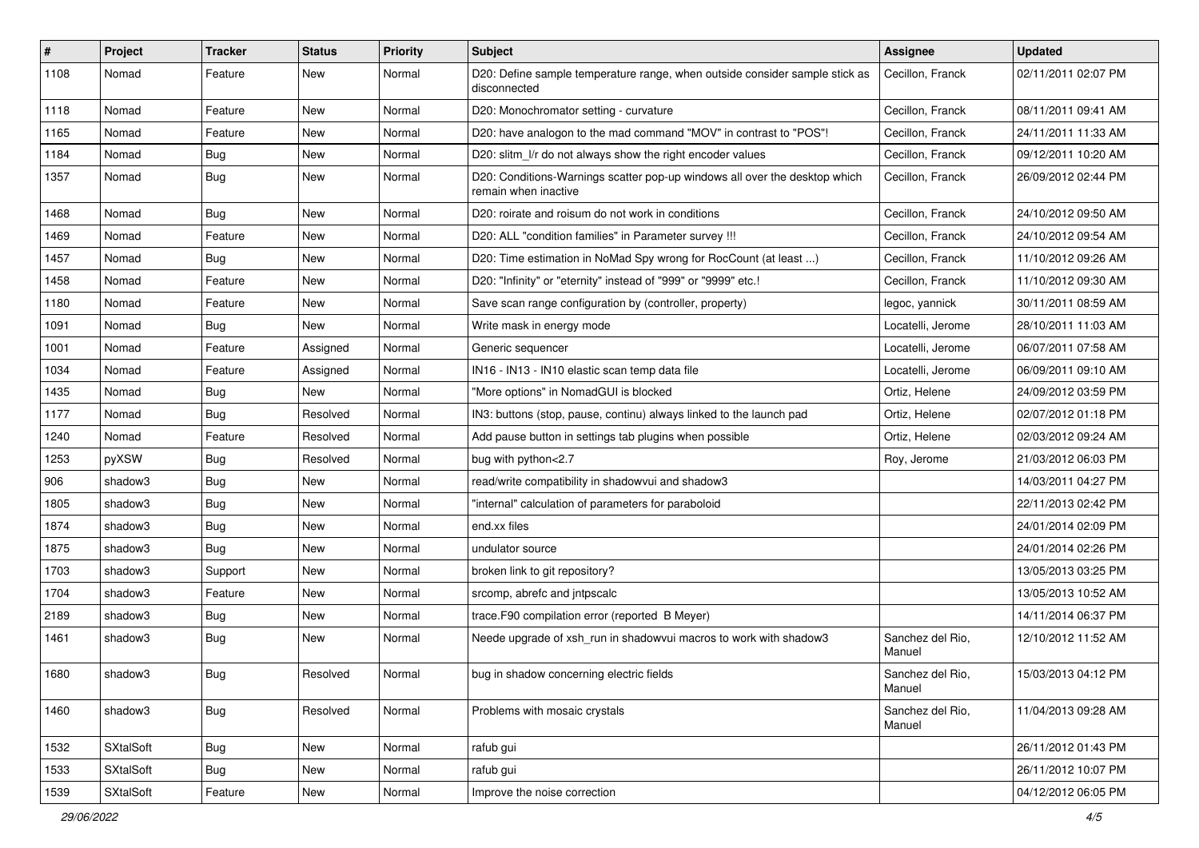| # | Project | Tracker | Status | Priority | Subject | Assignee | Updated |
|---|---|---|---|---|---|---|---|
| 1108 | Nomad | Feature | New | Normal | D20: Define sample temperature range, when outside consider sample stick as disconnected | Cecillon, Franck | 02/11/2011 02:07 PM |
| 1118 | Nomad | Feature | New | Normal | D20: Monochromator setting - curvature | Cecillon, Franck | 08/11/2011 09:41 AM |
| 1165 | Nomad | Feature | New | Normal | D20: have analogon to the mad command "MOV" in contrast to "POS"! | Cecillon, Franck | 24/11/2011 11:33 AM |
| 1184 | Nomad | Bug | New | Normal | D20: slitm_l/r do not always show the right encoder values | Cecillon, Franck | 09/12/2011 10:20 AM |
| 1357 | Nomad | Bug | New | Normal | D20: Conditions-Warnings scatter pop-up windows all over the desktop which remain when inactive | Cecillon, Franck | 26/09/2012 02:44 PM |
| 1468 | Nomad | Bug | New | Normal | D20: roirate and roisum do not work in conditions | Cecillon, Franck | 24/10/2012 09:50 AM |
| 1469 | Nomad | Feature | New | Normal | D20: ALL "condition families" in Parameter survey !!! | Cecillon, Franck | 24/10/2012 09:54 AM |
| 1457 | Nomad | Bug | New | Normal | D20: Time estimation in NoMad Spy wrong for RocCount (at least ...) | Cecillon, Franck | 11/10/2012 09:26 AM |
| 1458 | Nomad | Feature | New | Normal | D20: "Infinity" or "eternity" instead of "999" or "9999" etc.! | Cecillon, Franck | 11/10/2012 09:30 AM |
| 1180 | Nomad | Feature | New | Normal | Save scan range configuration by (controller, property) | legoc, yannick | 30/11/2011 08:59 AM |
| 1091 | Nomad | Bug | New | Normal | Write mask in energy mode | Locatelli, Jerome | 28/10/2011 11:03 AM |
| 1001 | Nomad | Feature | Assigned | Normal | Generic sequencer | Locatelli, Jerome | 06/07/2011 07:58 AM |
| 1034 | Nomad | Feature | Assigned | Normal | IN16 - IN13 - IN10 elastic scan temp data file | Locatelli, Jerome | 06/09/2011 09:10 AM |
| 1435 | Nomad | Bug | New | Normal | "More options" in NomadGUI is blocked | Ortiz, Helene | 24/09/2012 03:59 PM |
| 1177 | Nomad | Bug | Resolved | Normal | IN3: buttons (stop, pause, continu) always linked to the launch pad | Ortiz, Helene | 02/07/2012 01:18 PM |
| 1240 | Nomad | Feature | Resolved | Normal | Add pause button in settings tab plugins when possible | Ortiz, Helene | 02/03/2012 09:24 AM |
| 1253 | pyXSW | Bug | Resolved | Normal | bug with python<2.7 | Roy, Jerome | 21/03/2012 06:03 PM |
| 906 | shadow3 | Bug | New | Normal | read/write compatibility in shadowvui and shadow3 | | 14/03/2011 04:27 PM |
| 1805 | shadow3 | Bug | New | Normal | "internal" calculation of parameters for paraboloid | | 22/11/2013 02:42 PM |
| 1874 | shadow3 | Bug | New | Normal | end.xx files | | 24/01/2014 02:09 PM |
| 1875 | shadow3 | Bug | New | Normal | undulator source | | 24/01/2014 02:26 PM |
| 1703 | shadow3 | Support | New | Normal | broken link to git repository? | | 13/05/2013 03:25 PM |
| 1704 | shadow3 | Feature | New | Normal | srcomp, abrefc and jntpscalc | | 13/05/2013 10:52 AM |
| 2189 | shadow3 | Bug | New | Normal | trace.F90 compilation error (reported B Meyer) | | 14/11/2014 06:37 PM |
| 1461 | shadow3 | Bug | New | Normal | Neede upgrade of xsh_run in shadowvui macros to work with shadow3 | Sanchez del Rio, Manuel | 12/10/2012 11:52 AM |
| 1680 | shadow3 | Bug | Resolved | Normal | bug in shadow concerning electric fields | Sanchez del Rio, Manuel | 15/03/2013 04:12 PM |
| 1460 | shadow3 | Bug | Resolved | Normal | Problems with mosaic crystals | Sanchez del Rio, Manuel | 11/04/2013 09:28 AM |
| 1532 | SXtalSoft | Bug | New | Normal | rafub gui | | 26/11/2012 01:43 PM |
| 1533 | SXtalSoft | Bug | New | Normal | rafub gui | | 26/11/2012 10:07 PM |
| 1539 | SXtalSoft | Feature | New | Normal | Improve the noise correction | | 04/12/2012 06:05 PM |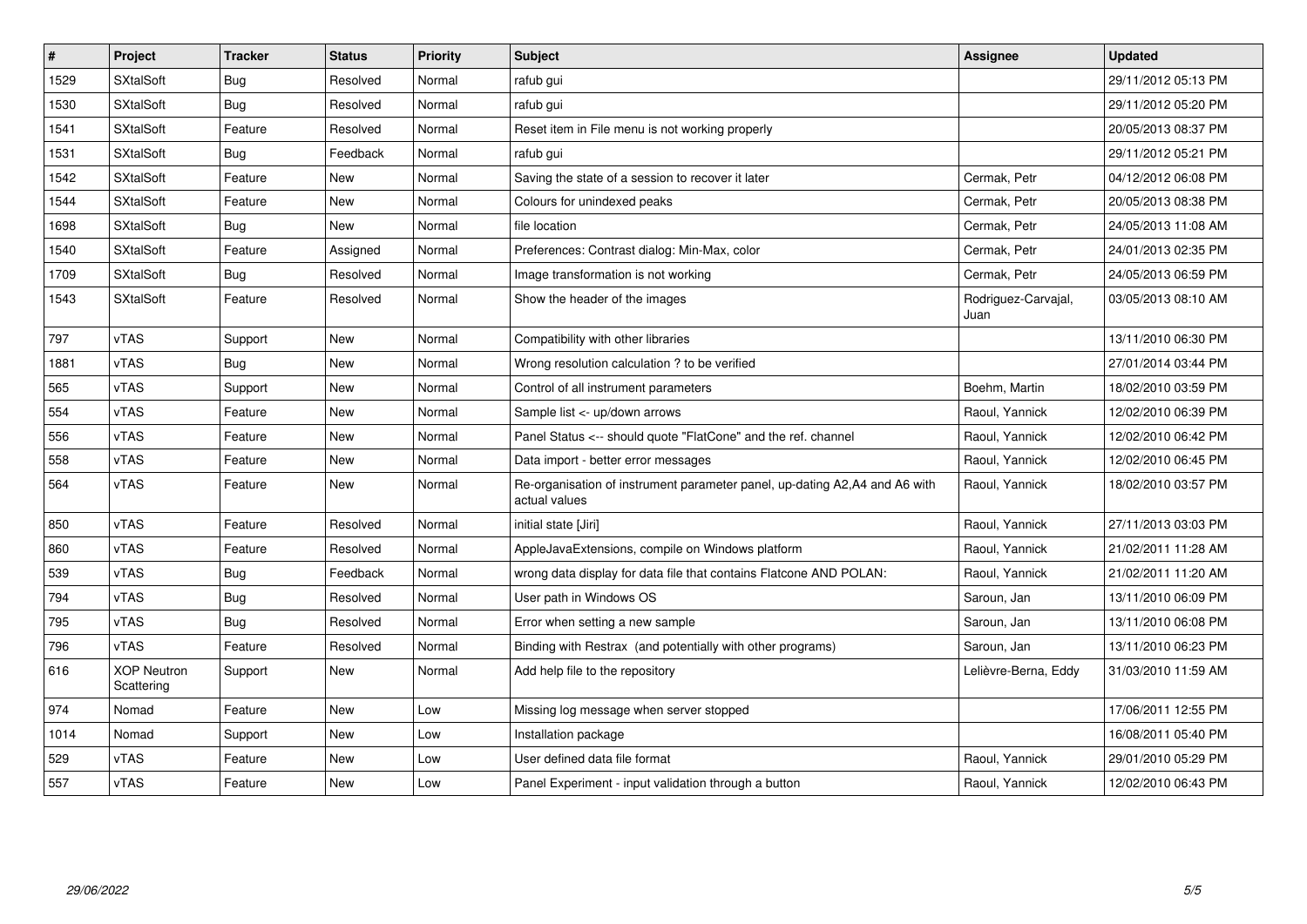| # | Project | Tracker | Status | Priority | Subject | Assignee | Updated |
|---|---|---|---|---|---|---|---|
| 1529 | SXtalSoft | Bug | Resolved | Normal | rafub gui | | 29/11/2012 05:13 PM |
| 1530 | SXtalSoft | Bug | Resolved | Normal | rafub gui | | 29/11/2012 05:20 PM |
| 1541 | SXtalSoft | Feature | Resolved | Normal | Reset item in File menu is not working properly | | 20/05/2013 08:37 PM |
| 1531 | SXtalSoft | Bug | Feedback | Normal | rafub gui | | 29/11/2012 05:21 PM |
| 1542 | SXtalSoft | Feature | New | Normal | Saving the state of a session to recover it later | Cermak, Petr | 04/12/2012 06:08 PM |
| 1544 | SXtalSoft | Feature | New | Normal | Colours for unindexed peaks | Cermak, Petr | 20/05/2013 08:38 PM |
| 1698 | SXtalSoft | Bug | New | Normal | file location | Cermak, Petr | 24/05/2013 11:08 AM |
| 1540 | SXtalSoft | Feature | Assigned | Normal | Preferences: Contrast dialog: Min-Max, color | Cermak, Petr | 24/01/2013 02:35 PM |
| 1709 | SXtalSoft | Bug | Resolved | Normal | Image transformation is not working | Cermak, Petr | 24/05/2013 06:59 PM |
| 1543 | SXtalSoft | Feature | Resolved | Normal | Show the header of the images | Rodriguez-Carvajal, Juan | 03/05/2013 08:10 AM |
| 797 | vTAS | Support | New | Normal | Compatibility with other libraries | | 13/11/2010 06:30 PM |
| 1881 | vTAS | Bug | New | Normal | Wrong resolution calculation ? to be verified | | 27/01/2014 03:44 PM |
| 565 | vTAS | Support | New | Normal | Control of all instrument parameters | Boehm, Martin | 18/02/2010 03:59 PM |
| 554 | vTAS | Feature | New | Normal | Sample list <- up/down arrows | Raoul, Yannick | 12/02/2010 06:39 PM |
| 556 | vTAS | Feature | New | Normal | Panel Status <-- should quote "FlatCone" and the ref. channel | Raoul, Yannick | 12/02/2010 06:42 PM |
| 558 | vTAS | Feature | New | Normal | Data import - better error messages | Raoul, Yannick | 12/02/2010 06:45 PM |
| 564 | vTAS | Feature | New | Normal | Re-organisation of instrument parameter panel, up-dating A2,A4 and A6 with actual values | Raoul, Yannick | 18/02/2010 03:57 PM |
| 850 | vTAS | Feature | Resolved | Normal | initial state [Jiri] | Raoul, Yannick | 27/11/2013 03:03 PM |
| 860 | vTAS | Feature | Resolved | Normal | AppleJavaExtensions, compile on Windows platform | Raoul, Yannick | 21/02/2011 11:28 AM |
| 539 | vTAS | Bug | Feedback | Normal | wrong data display for data file that contains Flatcone AND POLAN: | Raoul, Yannick | 21/02/2011 11:20 AM |
| 794 | vTAS | Bug | Resolved | Normal | User path in Windows OS | Saroun, Jan | 13/11/2010 06:09 PM |
| 795 | vTAS | Bug | Resolved | Normal | Error when setting a new sample | Saroun, Jan | 13/11/2010 06:08 PM |
| 796 | vTAS | Feature | Resolved | Normal | Binding with Restrax (and potentially with other programs) | Saroun, Jan | 13/11/2010 06:23 PM |
| 616 | XOP Neutron Scattering | Support | New | Normal | Add help file to the repository | Lelièvre-Berna, Eddy | 31/03/2010 11:59 AM |
| 974 | Nomad | Feature | New | Low | Missing log message when server stopped | | 17/06/2011 12:55 PM |
| 1014 | Nomad | Support | New | Low | Installation package | | 16/08/2011 05:40 PM |
| 529 | vTAS | Feature | New | Low | User defined data file format | Raoul, Yannick | 29/01/2010 05:29 PM |
| 557 | vTAS | Feature | New | Low | Panel Experiment - input validation through a button | Raoul, Yannick | 12/02/2010 06:43 PM |